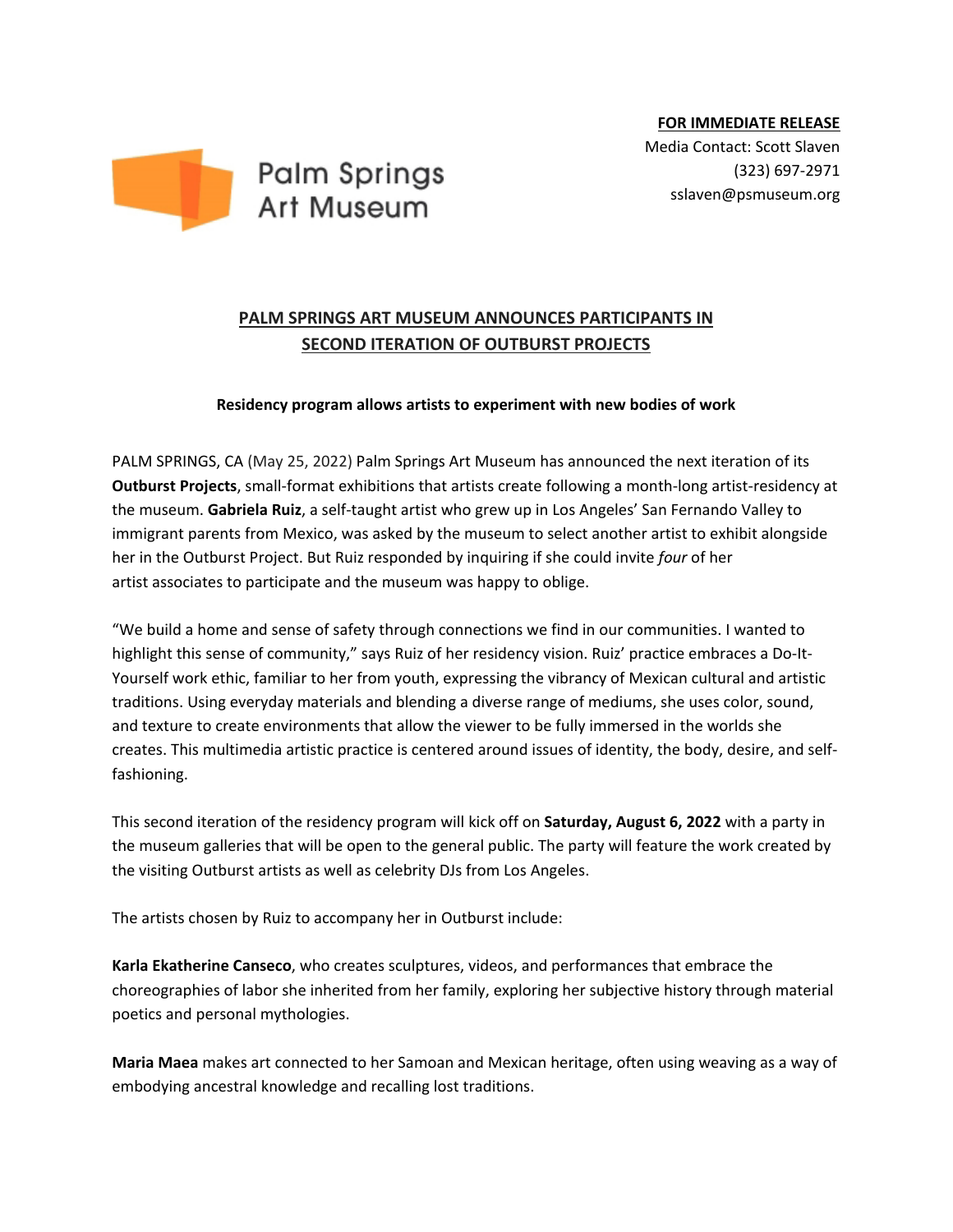Palm Springs Art Museum

**FOR IMMEDIATE RELEASE**
Media Contact: Scott Slaven
(323) 697-2971
sslaven@psmuseum.org

## PALM SPRINGS ART MUSEUM ANNOUNCES PARTICIPANTS IN SECOND ITERATION OF OUTBURST PROJECTS

**Residency program allows artists to experiment with new bodies of work**

PALM SPRINGS, CA (May 25, 2022) Palm Springs Art Museum has announced the next iteration of its **Outburst Projects**, small-format exhibitions that artists create following a month-long artist-residency at the museum. **Gabriela Ruiz**, a self-taught artist who grew up in Los Angeles' San Fernando Valley to immigrant parents from Mexico, was asked by the museum to select another artist to exhibit alongside her in the Outburst Project. But Ruiz responded by inquiring if she could invite *four* of her artist associates to participate and the museum was happy to oblige.

"We build a home and sense of safety through connections we find in our communities. I wanted to highlight this sense of community," says Ruiz of her residency vision. Ruiz' practice embraces a Do-It-Yourself work ethic, familiar to her from youth, expressing the vibrancy of Mexican cultural and artistic traditions. Using everyday materials and blending a diverse range of mediums, she uses color, sound, and texture to create environments that allow the viewer to be fully immersed in the worlds she creates. This multimedia artistic practice is centered around issues of identity, the body, desire, and self-fashioning.

This second iteration of the residency program will kick off on **Saturday, August 6, 2022** with a party in the museum galleries that will be open to the general public. The party will feature the work created by the visiting Outburst artists as well as celebrity DJs from Los Angeles.

The artists chosen by Ruiz to accompany her in Outburst include:

**Karla Ekatherine Canseco**, who creates sculptures, videos, and performances that embrace the choreographies of labor she inherited from her family, exploring her subjective history through material poetics and personal mythologies.

**Maria Maea** makes art connected to her Samoan and Mexican heritage, often using weaving as a way of embodying ancestral knowledge and recalling lost traditions.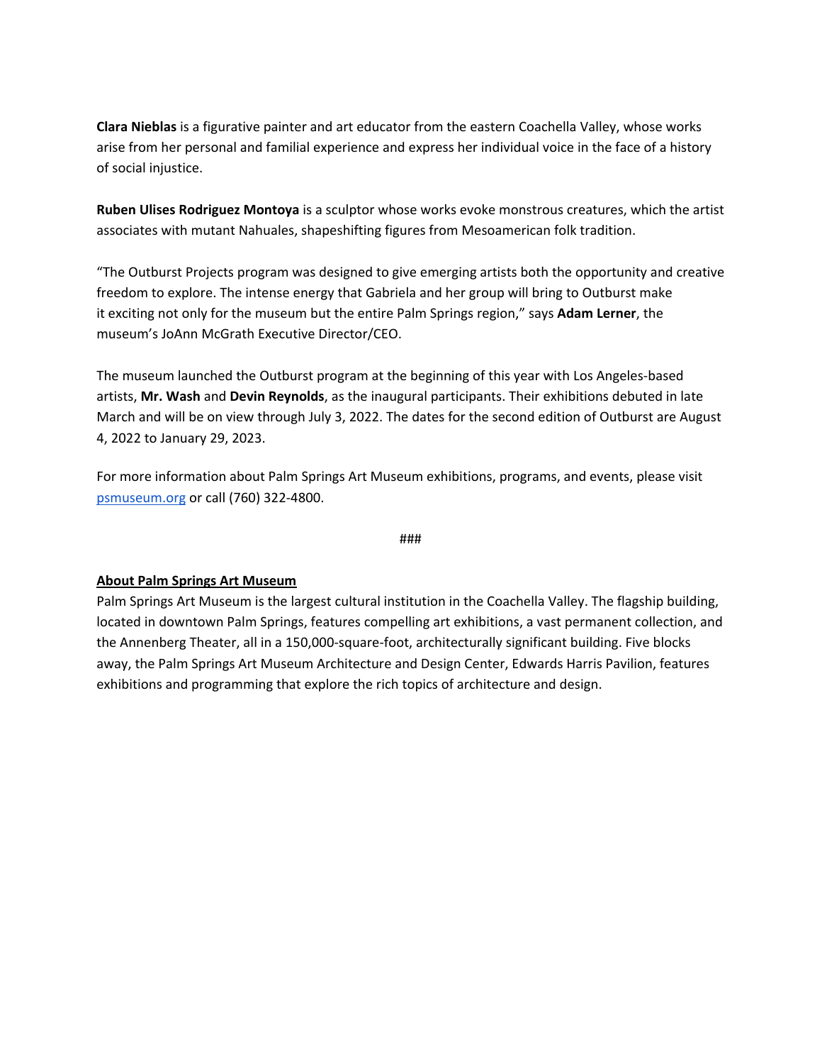**Clara Nieblas** is a figurative painter and art educator from the eastern Coachella Valley, whose works arise from her personal and familial experience and express her individual voice in the face of a history of social injustice.

**Ruben Ulises Rodriguez Montoya** is a sculptor whose works evoke monstrous creatures, which the artist associates with mutant Nahuales, shapeshifting figures from Mesoamerican folk tradition.

"The Outburst Projects program was designed to give emerging artists both the opportunity and creative freedom to explore. The intense energy that Gabriela and her group will bring to Outburst make it exciting not only for the museum but the entire Palm Springs region," says **Adam Lerner**, the museum's JoAnn McGrath Executive Director/CEO.

The museum launched the Outburst program at the beginning of this year with Los Angeles-based artists, **Mr. Wash** and **Devin Reynolds**, as the inaugural participants. Their exhibitions debuted in late March and will be on view through July 3, 2022. The dates for the second edition of Outburst are August 4, 2022 to January 29, 2023.

For more information about Palm Springs Art Museum exhibitions, programs, and events, please visit [psmuseum.org](psmuseum.org) or call (760) 322-4800.

###

**About Palm Springs Art Museum**

Palm Springs Art Museum is the largest cultural institution in the Coachella Valley. The flagship building, located in downtown Palm Springs, features compelling art exhibitions, a vast permanent collection, and the Annenberg Theater, all in a 150,000-square-foot, architecturally significant building. Five blocks away, the Palm Springs Art Museum Architecture and Design Center, Edwards Harris Pavilion, features exhibitions and programming that explore the rich topics of architecture and design.